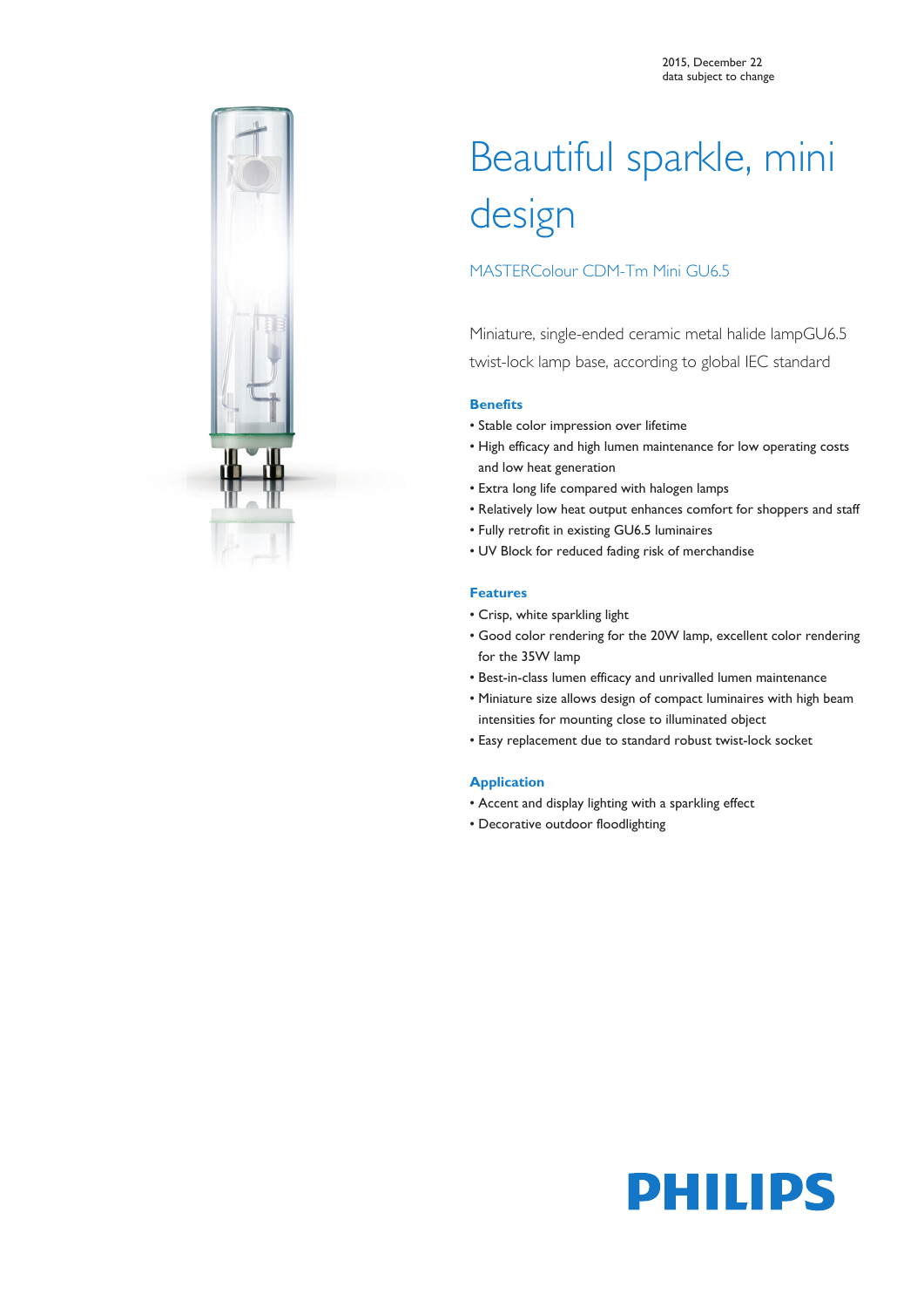2015, December 22
data subject to change

# Beautiful sparkle, mini design

MASTERColour CDM-Tm Mini GU6.5

Miniature, single-ended ceramic metal halide lampGU6.5 twist-lock lamp base, according to global IEC standard

## Benefits

- Stable color impression over lifetime
- High efficacy and high lumen maintenance for low operating costs and low heat generation
- Extra long life compared with halogen lamps
- Relatively low heat output enhances comfort for shoppers and staff
- Fully retrofit in existing GU6.5 luminaires
- UV Block for reduced fading risk of merchandise

## Features

- Crisp, white sparkling light
- Good color rendering for the 20W lamp, excellent color rendering for the 35W lamp
- Best-in-class lumen efficacy and unrivalled lumen maintenance
- Miniature size allows design of compact luminaires with high beam intensities for mounting close to illuminated object
- Easy replacement due to standard robust twist-lock socket

## Application

- Accent and display lighting with a sparkling effect
- Decorative outdoor floodlighting

PHILIPS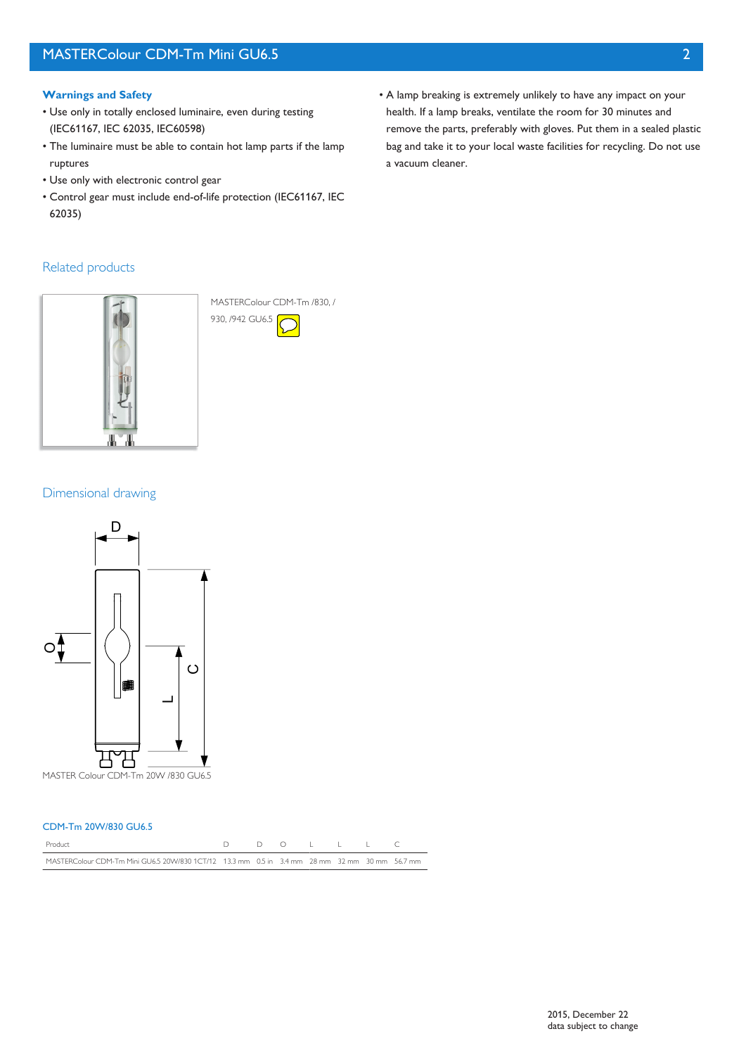## Warnings and Safety

- Use only in totally enclosed luminaire, even during testing (IEC61167, IEC 62035, IEC60598)
- The luminaire must be able to contain hot lamp parts if the lamp ruptures
- Use only with electronic control gear
- Control gear must include end-of-life protection (IEC61167, IEC 62035)
- A lamp breaking is extremely unlikely to have any impact on your health. If a lamp breaks, ventilate the room for 30 minutes and remove the parts, preferably with gloves. Put them in a sealed plastic bag and take it to your local waste facilities for recycling. Do not use a vacuum cleaner.

## Related products

MASTERColour CDM-Tm /830, / 930, /942 GU6.5

## Dimensional drawing

MASTER Colour CDM-Tm 20W /830 GU6.5

### CDM-Tm 20W/830 GU6.5

| Product | D | D | O | L | L | L | C |
|---|---|---|---|---|---|---|---|
| MASTERColour CDM-Tm Mini GU6.5 20W/830 1CT/12 | 13.3 mm | 0.5 in | 3.4 mm | 28 mm | 32 mm | 30 mm | 56.7 mm |

2015, December 22
data subject to change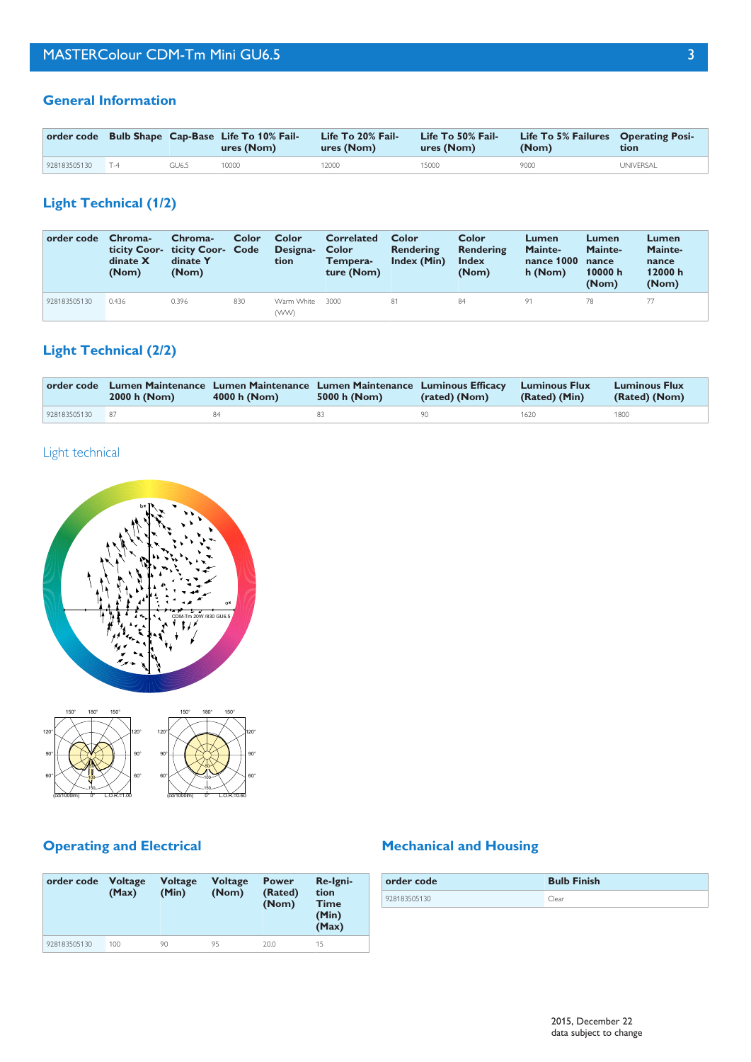## General Information

| order code | Bulb Shape | Cap-Base | Life To 10% Failures (Nom) | Life To 20% Failures (Nom) | Life To 50% Failures (Nom) | Life To 5% Failures (Nom) | Operating Position |
|---|---|---|---|---|---|---|---|
| 928183505130 | T-4 | GU6.5 | 10000 | 12000 | 15000 | 9000 | UNIVERSAL |

## Light Technical (1/2)

| order code | Chromaticity Coordinate X (Nom) | Chromaticity Coordinate Y (Nom) | Color Code | Color Designation | Correlated Color Temperature (Nom) | Color Rendering Index (Min) | Color Rendering Index (Nom) | Lumen Maintenance 1000 h (Nom) | Lumen Maintenance 10000 h (Nom) | Lumen Maintenance 12000 h (Nom) |
|---|---|---|---|---|---|---|---|---|---|---|
| 928183505130 | 0.436 | 0.396 | 830 | Warm White (WW) | 3000 | 81 | 84 | 91 | 78 | 77 |

## Light Technical (2/2)

| order code | Lumen Maintenance 2000 h (Nom) | Lumen Maintenance 4000 h (Nom) | Lumen Maintenance 5000 h (Nom) | Luminous Efficacy (rated) (Nom) | Luminous Flux (Rated) (Min) | Luminous Flux (Rated) (Nom) |
|---|---|---|---|---|---|---|
| 928183505130 | 87 | 84 | 83 | 90 | 1620 | 1800 |

## Light technical

## Operating and Electrical

| order code | Voltage (Max) | Voltage (Min) | Voltage (Nom) | Power (Rated) (Nom) | Re-Ignition Time (Min) (Max) |
|---|---|---|---|---|---|
| 928183505130 | 100 | 90 | 95 | 20.0 | 15 |

## Mechanical and Housing

| order code | Bulb Finish |
|---|---|
| 928183505130 | Clear |

2015, December 22
data subject to change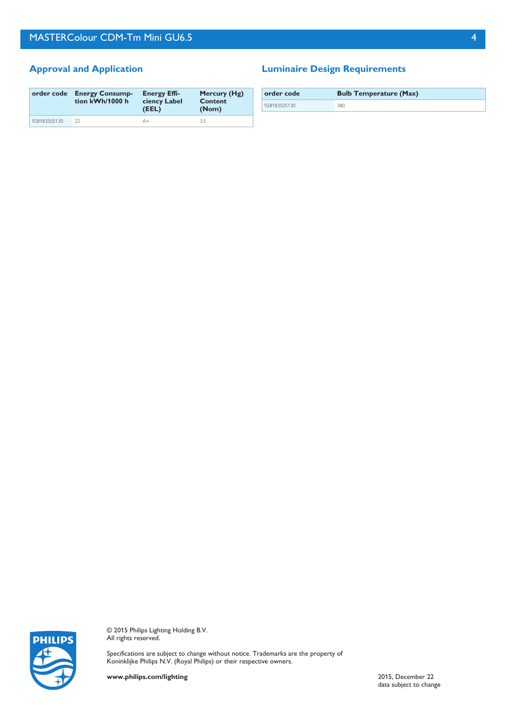## Approval and Application

| order code | Energy Consumption kWh/1000 h | Energy Efficiency Label (EEL) | Mercury (Hg) Content (Nom) |
| --- | --- | --- | --- |
| 928183505130 | 22 | A+ | 3.5 |

## Luminaire Design Requirements

| order code | Bulb Temperature (Max) |
| --- | --- |
| 928183505130 | 380 |

© 2015 Philips Lighting Holding B.V.
All rights reserved.

Specifications are subject to change without notice. Trademarks are the property of Koninklijke Philips N.V. (Royal Philips) or their respective owners.

**www.philips.com/lighting**

2015, December 22
data subject to change